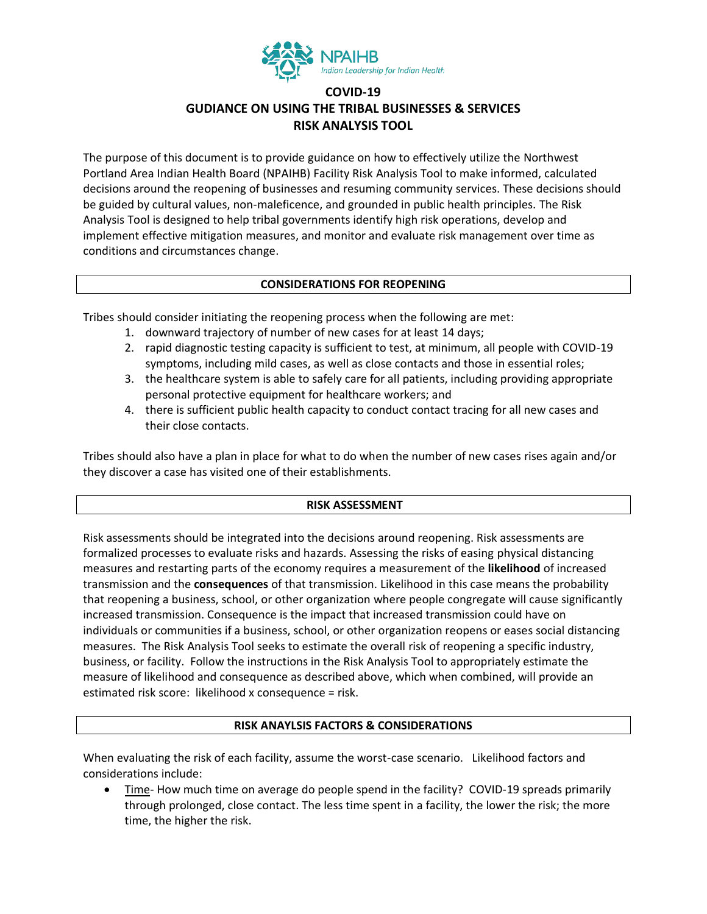NPAIHB
*Indian Leadership for Indian Health*

# COVID-19
# GUDIANCE ON USING THE TRIBAL BUSINESSES & SERVICES RISK ANALYSIS TOOL

The purpose of this document is to provide guidance on how to effectively utilize the Northwest Portland Area Indian Health Board (NPAIHB) Facility Risk Analysis Tool to make informed, calculated decisions around the reopening of businesses and resuming community services. These decisions should be guided by cultural values, non-maleficence, and grounded in public health principles. The Risk Analysis Tool is designed to help tribal governments identify high risk operations, develop and implement effective mitigation measures, and monitor and evaluate risk management over time as conditions and circumstances change.

## CONSIDERATIONS FOR REOPENING

Tribes should consider initiating the reopening process when the following are met:

1. downward trajectory of number of new cases for at least 14 days;
2. rapid diagnostic testing capacity is sufficient to test, at minimum, all people with COVID-19 symptoms, including mild cases, as well as close contacts and those in essential roles;
3. the healthcare system is able to safely care for all patients, including providing appropriate personal protective equipment for healthcare workers; and
4. there is sufficient public health capacity to conduct contact tracing for all new cases and their close contacts.

Tribes should also have a plan in place for what to do when the number of new cases rises again and/or they discover a case has visited one of their establishments.

## RISK ASSESSMENT

Risk assessments should be integrated into the decisions around reopening. Risk assessments are formalized processes to evaluate risks and hazards. Assessing the risks of easing physical distancing measures and restarting parts of the economy requires a measurement of the **likelihood** of increased transmission and the **consequences** of that transmission. Likelihood in this case means the probability that reopening a business, school, or other organization where people congregate will cause significantly increased transmission. Consequence is the impact that increased transmission could have on individuals or communities if a business, school, or other organization reopens or eases social distancing measures. The Risk Analysis Tool seeks to estimate the overall risk of reopening a specific industry, business, or facility. Follow the instructions in the Risk Analysis Tool to appropriately estimate the measure of likelihood and consequence as described above, which when combined, will provide an estimated risk score: likelihood x consequence = risk.

## RISK ANAYLSIS FACTORS & CONSIDERATIONS

When evaluating the risk of each facility, assume the worst-case scenario. Likelihood factors and considerations include:

- Time- How much time on average do people spend in the facility? COVID-19 spreads primarily through prolonged, close contact. The less time spent in a facility, the lower the risk; the more time, the higher the risk.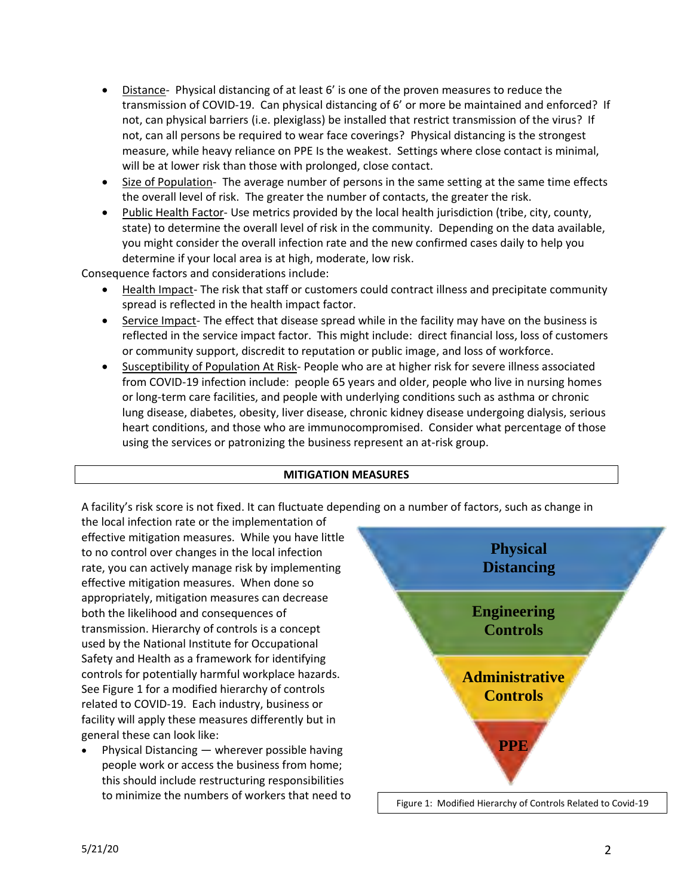- Distance- Physical distancing of at least 6' is one of the proven measures to reduce the transmission of COVID-19. Can physical distancing of 6' or more be maintained and enforced? If not, can physical barriers (i.e. plexiglass) be installed that restrict transmission of the virus? If not, can all persons be required to wear face coverings? Physical distancing is the strongest measure, while heavy reliance on PPE Is the weakest. Settings where close contact is minimal, will be at lower risk than those with prolonged, close contact.
- Size of Population- The average number of persons in the same setting at the same time effects the overall level of risk. The greater the number of contacts, the greater the risk.
- Public Health Factor- Use metrics provided by the local health jurisdiction (tribe, city, county, state) to determine the overall level of risk in the community. Depending on the data available, you might consider the overall infection rate and the new confirmed cases daily to help you determine if your local area is at high, moderate, low risk.

Consequence factors and considerations include:

- Health Impact- The risk that staff or customers could contract illness and precipitate community spread is reflected in the health impact factor.
- Service Impact- The effect that disease spread while in the facility may have on the business is reflected in the service impact factor. This might include: direct financial loss, loss of customers or community support, discredit to reputation or public image, and loss of workforce.
- Susceptibility of Population At Risk- People who are at higher risk for severe illness associated from COVID-19 infection include: people 65 years and older, people who live in nursing homes or long-term care facilities, and people with underlying conditions such as asthma or chronic lung disease, diabetes, obesity, liver disease, chronic kidney disease undergoing dialysis, serious heart conditions, and those who are immunocompromised. Consider what percentage of those using the services or patronizing the business represent an at-risk group.

## MITIGATION MEASURES

A facility's risk score is not fixed. It can fluctuate depending on a number of factors, such as change in the local infection rate or the implementation of effective mitigation measures. While you have little to no control over changes in the local infection rate, you can actively manage risk by implementing effective mitigation measures. When done so appropriately, mitigation measures can decrease both the likelihood and consequences of transmission. Hierarchy of controls is a concept used by the National Institute for Occupational Safety and Health as a framework for identifying controls for potentially harmful workplace hazards. See Figure 1 for a modified hierarchy of controls related to COVID-19. Each industry, business or facility will apply these measures differently but in general these can look like:

**Physical Distancing**

**Engineering Controls**

**Administrative Controls**

**PPE**

Figure 1: Modified Hierarchy of Controls Related to Covid-19

- Physical Distancing — wherever possible having people work or access the business from home; this should include restructuring responsibilities to minimize the numbers of workers that need to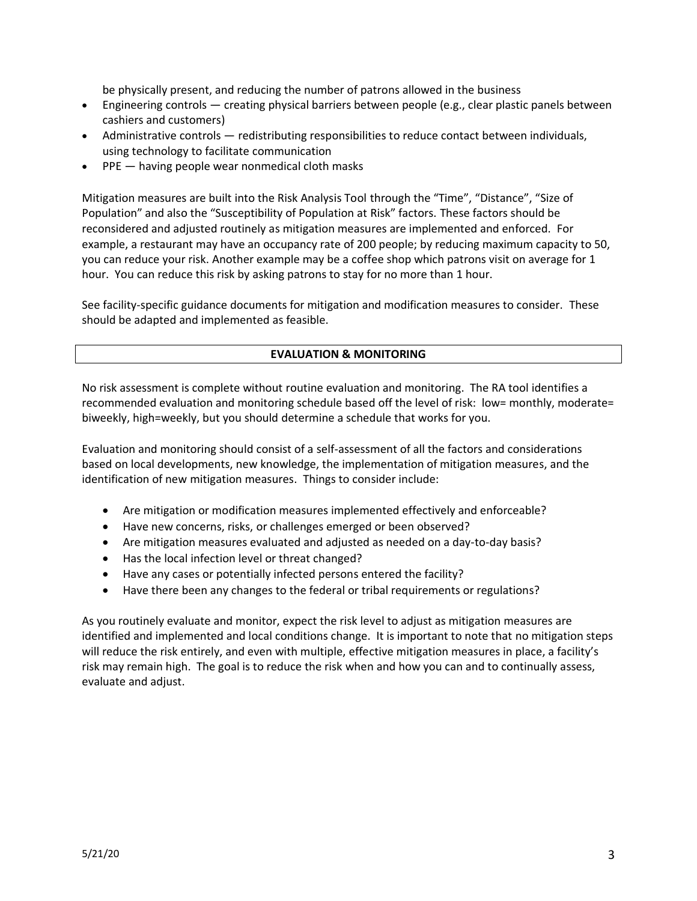be physically present, and reducing the number of patrons allowed in the business

- Engineering controls — creating physical barriers between people (e.g., clear plastic panels between cashiers and customers)
- Administrative controls — redistributing responsibilities to reduce contact between individuals, using technology to facilitate communication
- PPE — having people wear nonmedical cloth masks

Mitigation measures are built into the Risk Analysis Tool through the "Time", "Distance", "Size of Population" and also the "Susceptibility of Population at Risk" factors. These factors should be reconsidered and adjusted routinely as mitigation measures are implemented and enforced. For example, a restaurant may have an occupancy rate of 200 people; by reducing maximum capacity to 50, you can reduce your risk. Another example may be a coffee shop which patrons visit on average for 1 hour. You can reduce this risk by asking patrons to stay for no more than 1 hour.

See facility-specific guidance documents for mitigation and modification measures to consider. These should be adapted and implemented as feasible.

## EVALUATION & MONITORING

No risk assessment is complete without routine evaluation and monitoring. The RA tool identifies a recommended evaluation and monitoring schedule based off the level of risk: low= monthly, moderate= biweekly, high=weekly, but you should determine a schedule that works for you.

Evaluation and monitoring should consist of a self-assessment of all the factors and considerations based on local developments, new knowledge, the implementation of mitigation measures, and the identification of new mitigation measures. Things to consider include:

- Are mitigation or modification measures implemented effectively and enforceable?
- Have new concerns, risks, or challenges emerged or been observed?
- Are mitigation measures evaluated and adjusted as needed on a day-to-day basis?
- Has the local infection level or threat changed?
- Have any cases or potentially infected persons entered the facility?
- Have there been any changes to the federal or tribal requirements or regulations?

As you routinely evaluate and monitor, expect the risk level to adjust as mitigation measures are identified and implemented and local conditions change. It is important to note that no mitigation steps will reduce the risk entirely, and even with multiple, effective mitigation measures in place, a facility's risk may remain high. The goal is to reduce the risk when and how you can and to continually assess, evaluate and adjust.